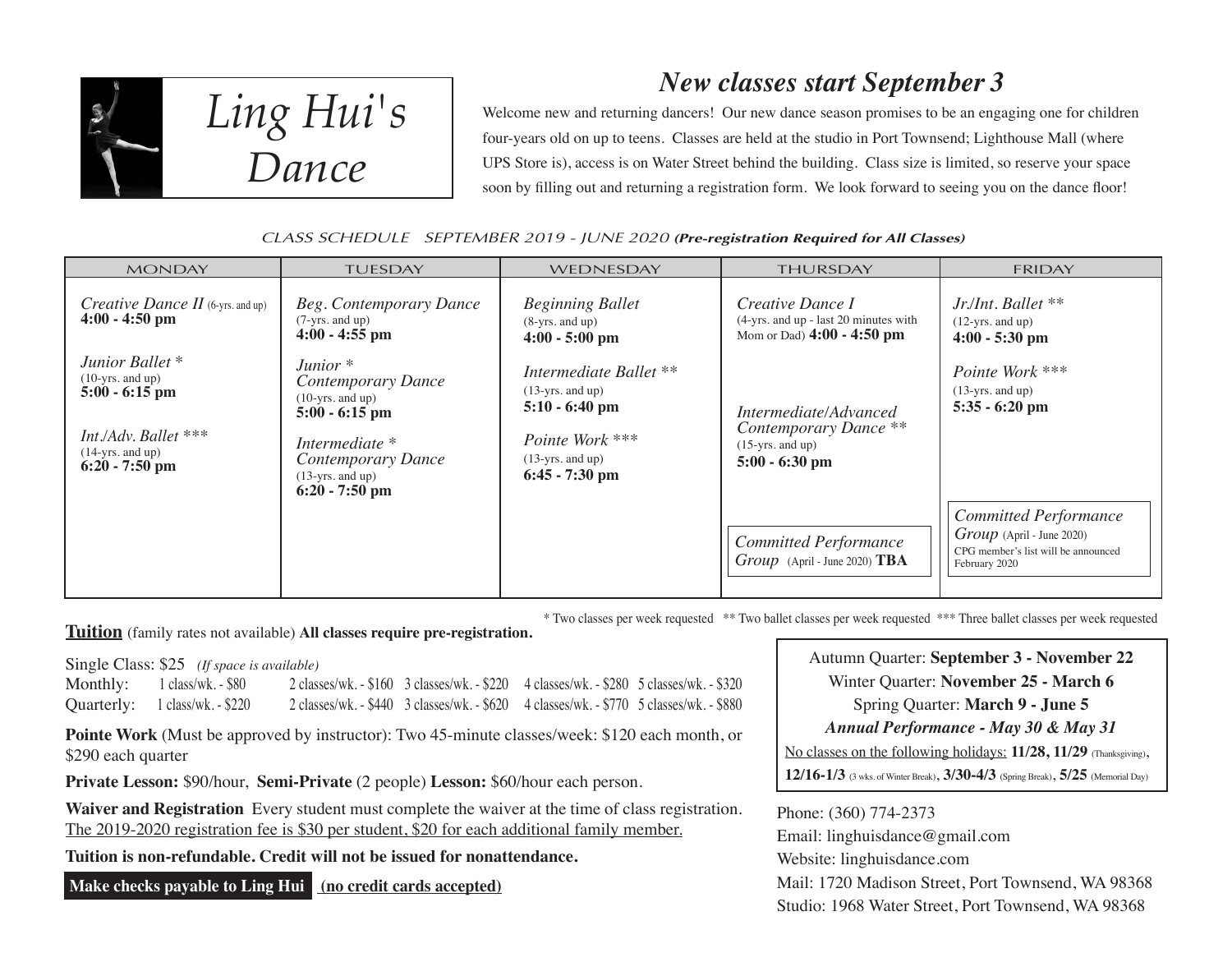# Ling Hui's Dance

## New classes start September 3

Welcome new and returning dancers! Our new dance season promises to be an engaging one for children four-years old on up to teens. Classes are held at the studio in Port Townsend; Lighthouse Mall (where UPS Store is), access is on Water Street behind the building. Class size is limited, so reserve your space soon by filling out and returning a registration form. We look forward to seeing you on the dance floor!

*CLASS SCHEDULE SEPTEMBER 2019 - JUNE 2020* ***(Pre-registration Required for All Classes)***

| MONDAY | TUESDAY | WEDNESDAY | THURSDAY | FRIDAY |
|---|---|---|---|---|
| *Creative Dance II* (6-yrs. and up) **4:00 - 4:50 pm** | *Beg. Contemporary Dance* (7-yrs. and up) **4:00 - 4:55 pm** | *Beginning Ballet* (8-yrs. and up) **4:00 - 5:00 pm** | *Creative Dance I* (4-yrs. and up - last 20 minutes with Mom or Dad) **4:00 - 4:50 pm** | *Jr./Int. Ballet* ** (12-yrs. and up) **4:00 - 5:30 pm** |
| *Junior Ballet* * (10-yrs. and up) **5:00 - 6:15 pm** | *Junior* * *Contemporary Dance* (10-yrs. and up) **5:00 - 6:15 pm** | *Intermediate Ballet* ** (13-yrs. and up) **5:10 - 6:40 pm** | *Intermediate/Advanced Contemporary Dance* ** (15-yrs. and up) **5:00 - 6:30 pm** | *Pointe Work* *** (13-yrs. and up) **5:35 - 6:20 pm** |
| *Int./Adv. Ballet* *** (14-yrs. and up) **6:20 - 7:50 pm** | *Intermediate* * *Contemporary Dance* (13-yrs. and up) **6:20 - 7:50 pm** | *Pointe Work* *** (13-yrs. and up) **6:45 - 7:30 pm** | *Committed Performance Group* (April - June 2020) **TBA** | *Committed Performance Group* (April - June 2020) CPG member's list will be announced February 2020 |

\* Two classes per week requested ** Two ballet classes per week requested *** Three ballet classes per week requested

**Tuition** (family rates not available) **All classes require pre-registration.**

Single Class: $25 *(If space is available)*

| | | | | | |
|---|---|---|---|---|---|
| Monthly: | 1 class/wk. - $80 | 2 classes/wk. - $160 | 3 classes/wk. - $220 | 4 classes/wk. - $280 | 5 classes/wk. - $320 |
| Quarterly: | 1 class/wk. - $220 | 2 classes/wk. - $440 | 3 classes/wk. - $620 | 4 classes/wk. - $770 | 5 classes/wk. - $880 |

**Pointe Work** (Must be approved by instructor): Two 45-minute classes/week: $120 each month, or $290 each quarter

**Private Lesson:** $90/hour, **Semi-Private** (2 people) **Lesson:** $60/hour each person.

**Waiver and Registration** Every student must complete the waiver at the time of class registration. The 2019-2020 registration fee is $30 per student, $20 for each additional family member.

**Tuition is non-refundable. Credit will not be issued for nonattendance.**

**Make checks payable to Ling Hui** **(no credit cards accepted)**

Autumn Quarter: **September 3 - November 22**
Winter Quarter: **November 25 - March 6**
Spring Quarter: **March 9 - June 5**
***Annual Performance - May 30 & May 31***

No classes on the following holidays: **11/28, 11/29** (Thanksgiving), **12/16-1/3** (3 wks. of Winter Break), **3/30-4/3** (Spring Break), **5/25** (Memorial Day)

Phone: (360) 774-2373
Email: linghuisdance@gmail.com
Website: linghuisdance.com
Mail: 1720 Madison Street, Port Townsend, WA 98368
Studio: 1968 Water Street, Port Townsend, WA 98368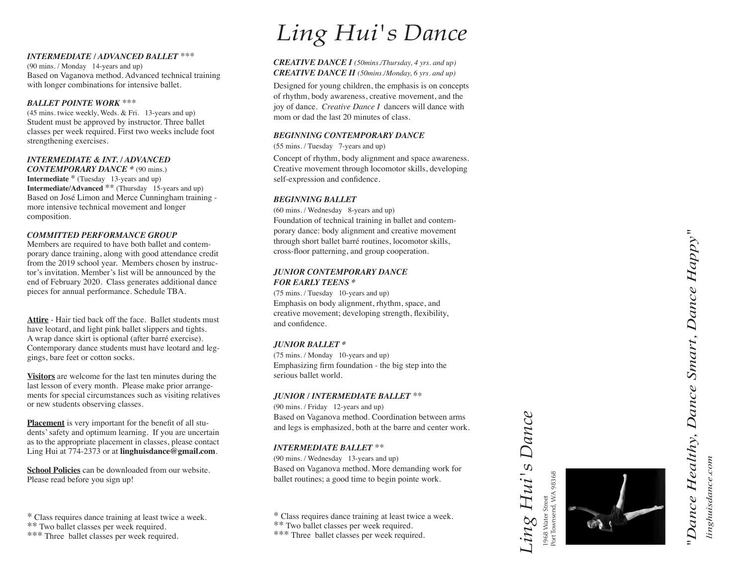# Ling Hui's Dance

***INTERMEDIATE / ADVANCED BALLET*** ***

(90 mins. / Monday 14-years and up)
Based on Vaganova method. Advanced technical training with longer combinations for intensive ballet.

***BALLET POINTE WORK*** ***

(45 mins. twice weekly, Weds. & Fri. 13-years and up)
Student must be approved by instructor. Three ballet classes per week required. First two weeks include foot strengthening exercises.

***INTERMEDIATE & INT. / ADVANCED CONTEMPORARY DANCE**** (90 mins.)

**Intermediate** * (Tuesday 13-years and up)
**Intermediate/Advanced** ** (Thursday 15-years and up)
Based on José Limon and Merce Cunningham training - more intensive technical movement and longer composition.

***COMMITTED PERFORMANCE GROUP***

Members are required to have both ballet and contemporary dance training, along with good attendance credit from the 2019 school year. Members chosen by instructor's invitation. Member's list will be announced by the end of February 2020. Class generates additional dance pieces for annual performance. Schedule TBA.

**Attire** - Hair tied back off the face. Ballet students must have leotard, and light pink ballet slippers and tights. A wrap dance skirt is optional (after barré exercise). Contemporary dance students must have leotard and leggings, bare feet or cotton socks.

**Visitors** are welcome for the last ten minutes during the last lesson of every month. Please make prior arrangements for special circumstances such as visiting relatives or new students observing classes.

**Placement** is very important for the benefit of all students' safety and optimum learning. If you are uncertain as to the appropriate placement in classes, please contact Ling Hui at 774-2373 or at **linghuisdance@gmail.com**.

**School Policies** can be downloaded from our website. Please read before you sign up!

* Class requires dance training at least twice a week.
** Two ballet classes per week required.
*** Three ballet classes per week required.

***CREATIVE DANCE I*** *(50mins./Thursday, 4 yrs. and up)*
***CREATIVE DANCE II*** *(50mins./Monday, 6 yrs. and up)*

Designed for young children, the emphasis is on concepts of rhythm, body awareness, creative movement, and the joy of dance. *Creative Dance I* dancers will dance with mom or dad the last 20 minutes of class.

***BEGINNING CONTEMPORARY DANCE***

(55 mins. / Tuesday 7-years and up)
Concept of rhythm, body alignment and space awareness. Creative movement through locomotor skills, developing self-expression and confidence.

***BEGINNING BALLET***

(60 mins. / Wednesday 8-years and up)
Foundation of technical training in ballet and contemporary dance: body alignment and creative movement through short ballet barré routines, locomotor skills, cross-floor patterning, and group cooperation.

***JUNIOR CONTEMPORARY DANCE FOR EARLY TEENS**** 

(75 mins. / Tuesday 10-years and up)
Emphasis on body alignment, rhythm, space, and creative movement; developing strength, flexibility, and confidence.

***JUNIOR BALLET**** 

(75 mins. / Monday 10-years and up)
Emphasizing firm foundation - the big step into the serious ballet world.

***JUNIOR / INTERMEDIATE BALLET*** **

(90 mins. / Friday 12-years and up)
Based on Vaganova method. Coordination between arms and legs is emphasized, both at the barre and center work.

***INTERMEDIATE BALLET*** **

(90 mins. / Wednesday 13-years and up)
Based on Vaganova method. More demanding work for ballet routines; a good time to begin pointe work.

* Class requires dance training at least twice a week.
** Two ballet classes per week required.
*** Three ballet classes per week required.

*Ling Hui's Dance*

1968 Water Street
Port Townsend, WA 98368

*"Dance Healthy, Dance Smart, Dance Happy"*

*linghuisdance.com*